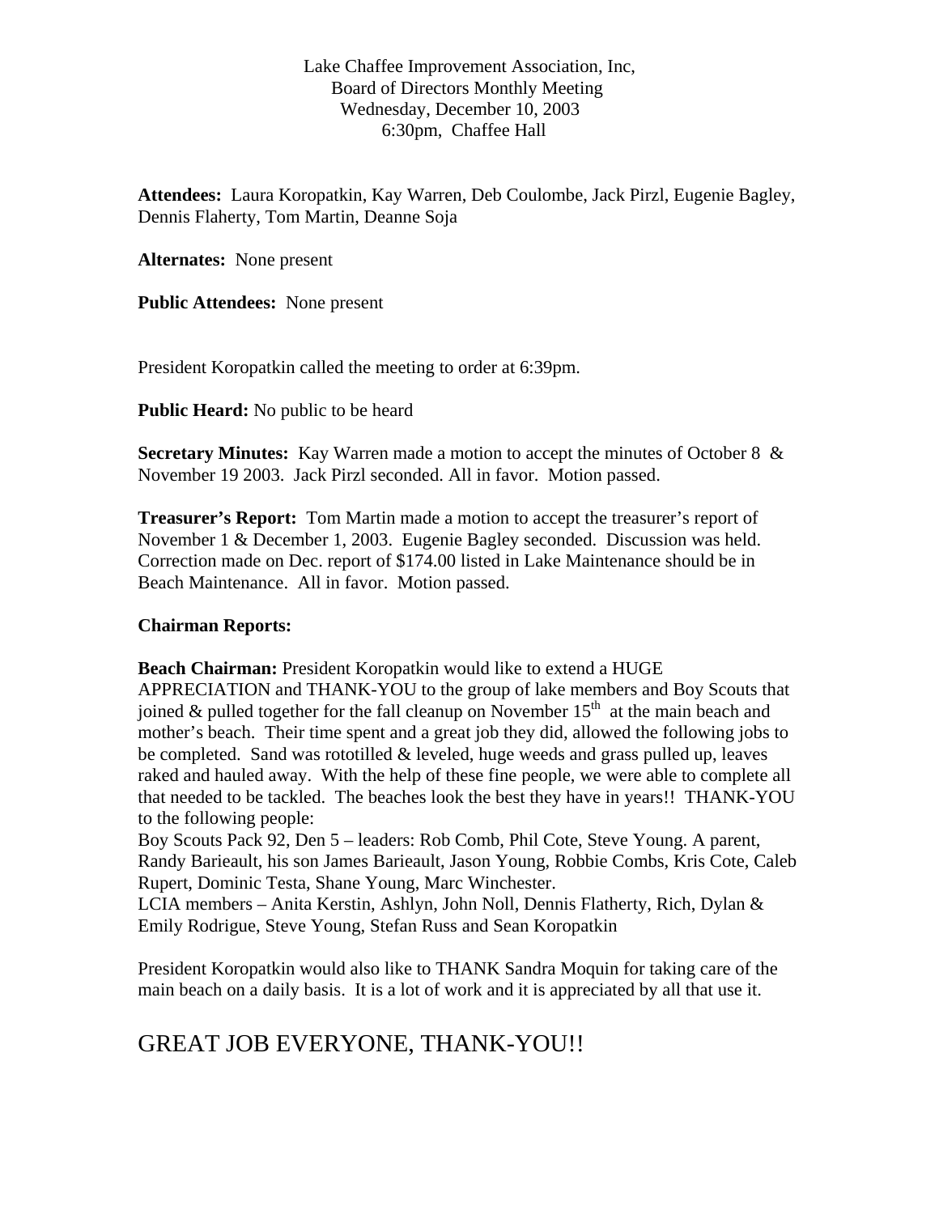Lake Chaffee Improvement Association, Inc,
Board of Directors Monthly Meeting
Wednesday, December 10, 2003
6:30pm, Chaffee Hall

**Attendees:** Laura Koropatkin, Kay Warren, Deb Coulombe, Jack Pirzl, Eugenie Bagley, Dennis Flaherty, Tom Martin, Deanne Soja

**Alternates:** None present

**Public Attendees:** None present

President Koropatkin called the meeting to order at 6:39pm.

**Public Heard:** No public to be heard

**Secretary Minutes:** Kay Warren made a motion to accept the minutes of October 8 & November 19 2003. Jack Pirzl seconded. All in favor. Motion passed.

**Treasurer's Report:** Tom Martin made a motion to accept the treasurer's report of November 1 & December 1, 2003. Eugenie Bagley seconded. Discussion was held. Correction made on Dec. report of $174.00 listed in Lake Maintenance should be in Beach Maintenance. All in favor. Motion passed.

**Chairman Reports:**

**Beach Chairman:** President Koropatkin would like to extend a HUGE APPRECIATION and THANK-YOU to the group of lake members and Boy Scouts that joined & pulled together for the fall cleanup on November 15th at the main beach and mother's beach. Their time spent and a great job they did, allowed the following jobs to be completed. Sand was rototilled & leveled, huge weeds and grass pulled up, leaves raked and hauled away. With the help of these fine people, we were able to complete all that needed to be tackled. The beaches look the best they have in years!! THANK-YOU to the following people:
Boy Scouts Pack 92, Den 5 – leaders: Rob Comb, Phil Cote, Steve Young. A parent, Randy Barieault, his son James Barieault, Jason Young, Robbie Combs, Kris Cote, Caleb Rupert, Dominic Testa, Shane Young, Marc Winchester.
LCIA members – Anita Kerstin, Ashlyn, John Noll, Dennis Flatherty, Rich, Dylan & Emily Rodrigue, Steve Young, Stefan Russ and Sean Koropatkin

President Koropatkin would also like to THANK Sandra Moquin for taking care of the main beach on a daily basis. It is a lot of work and it is appreciated by all that use it.

GREAT JOB EVERYONE, THANK-YOU!!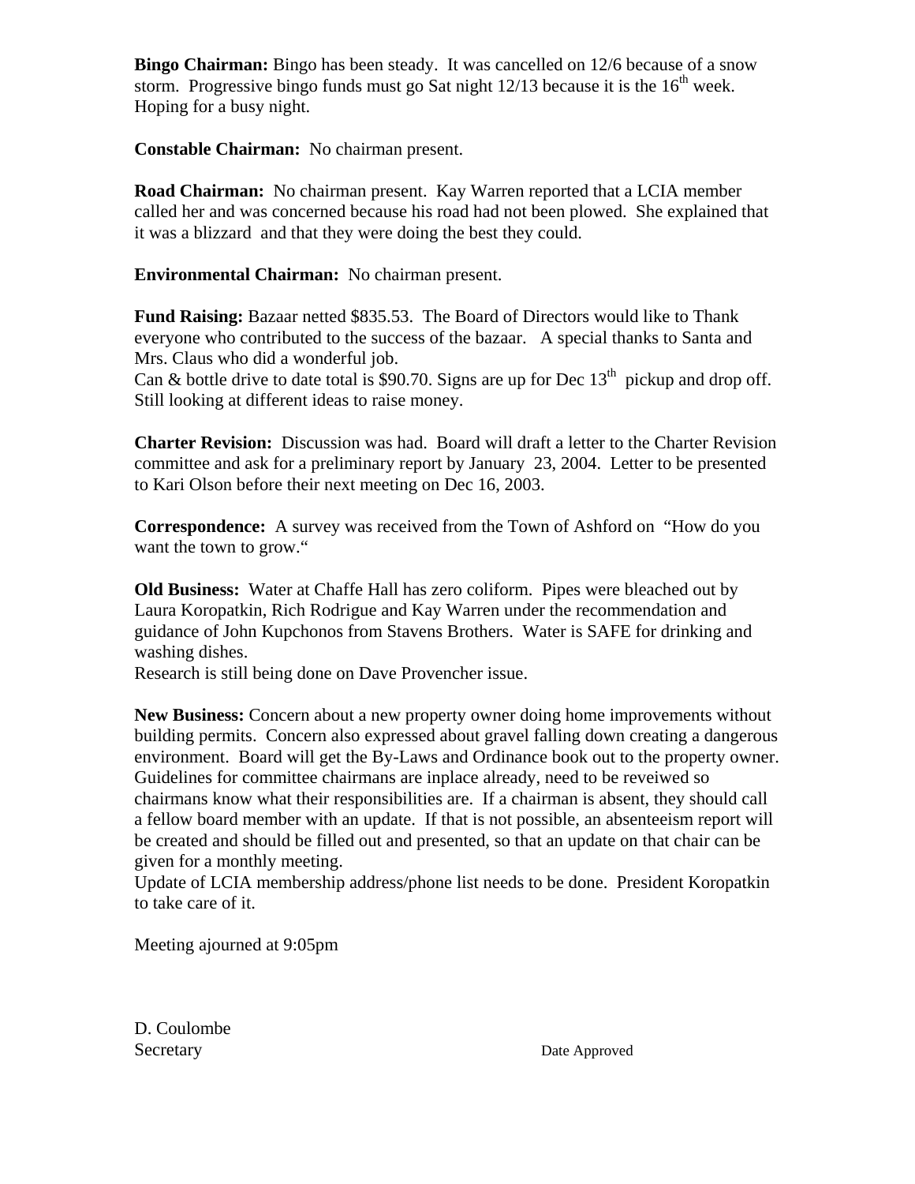**Bingo Chairman:** Bingo has been steady. It was cancelled on 12/6 because of a snow storm. Progressive bingo funds must go Sat night 12/13 because it is the 16th week. Hoping for a busy night.

**Constable Chairman:** No chairman present.

**Road Chairman:** No chairman present. Kay Warren reported that a LCIA member called her and was concerned because his road had not been plowed. She explained that it was a blizzard and that they were doing the best they could.

**Environmental Chairman:** No chairman present.

**Fund Raising:** Bazaar netted $835.53. The Board of Directors would like to Thank everyone who contributed to the success of the bazaar. A special thanks to Santa and Mrs. Claus who did a wonderful job.
Can & bottle drive to date total is $90.70. Signs are up for Dec 13th pickup and drop off. Still looking at different ideas to raise money.

**Charter Revision:** Discussion was had. Board will draft a letter to the Charter Revision committee and ask for a preliminary report by January 23, 2004. Letter to be presented to Kari Olson before their next meeting on Dec 16, 2003.

**Correspondence:** A survey was received from the Town of Ashford on "How do you want the town to grow."

**Old Business:** Water at Chaffe Hall has zero coliform. Pipes were bleached out by Laura Koropatkin, Rich Rodrigue and Kay Warren under the recommendation and guidance of John Kupchonos from Stavens Brothers. Water is SAFE for drinking and washing dishes.
Research is still being done on Dave Provencher issue.

**New Business:** Concern about a new property owner doing home improvements without building permits. Concern also expressed about gravel falling down creating a dangerous environment. Board will get the By-Laws and Ordinance book out to the property owner. Guidelines for committee chairmans are inplace already, need to be reveiwed so chairmans know what their responsibilities are. If a chairman is absent, they should call a fellow board member with an update. If that is not possible, an absenteeism report will be created and should be filled out and presented, so that an update on that chair can be given for a monthly meeting.
Update of LCIA membership address/phone list needs to be done. President Koropatkin to take care of it.

Meeting ajourned at 9:05pm

D. Coulombe
Secretary Date Approved